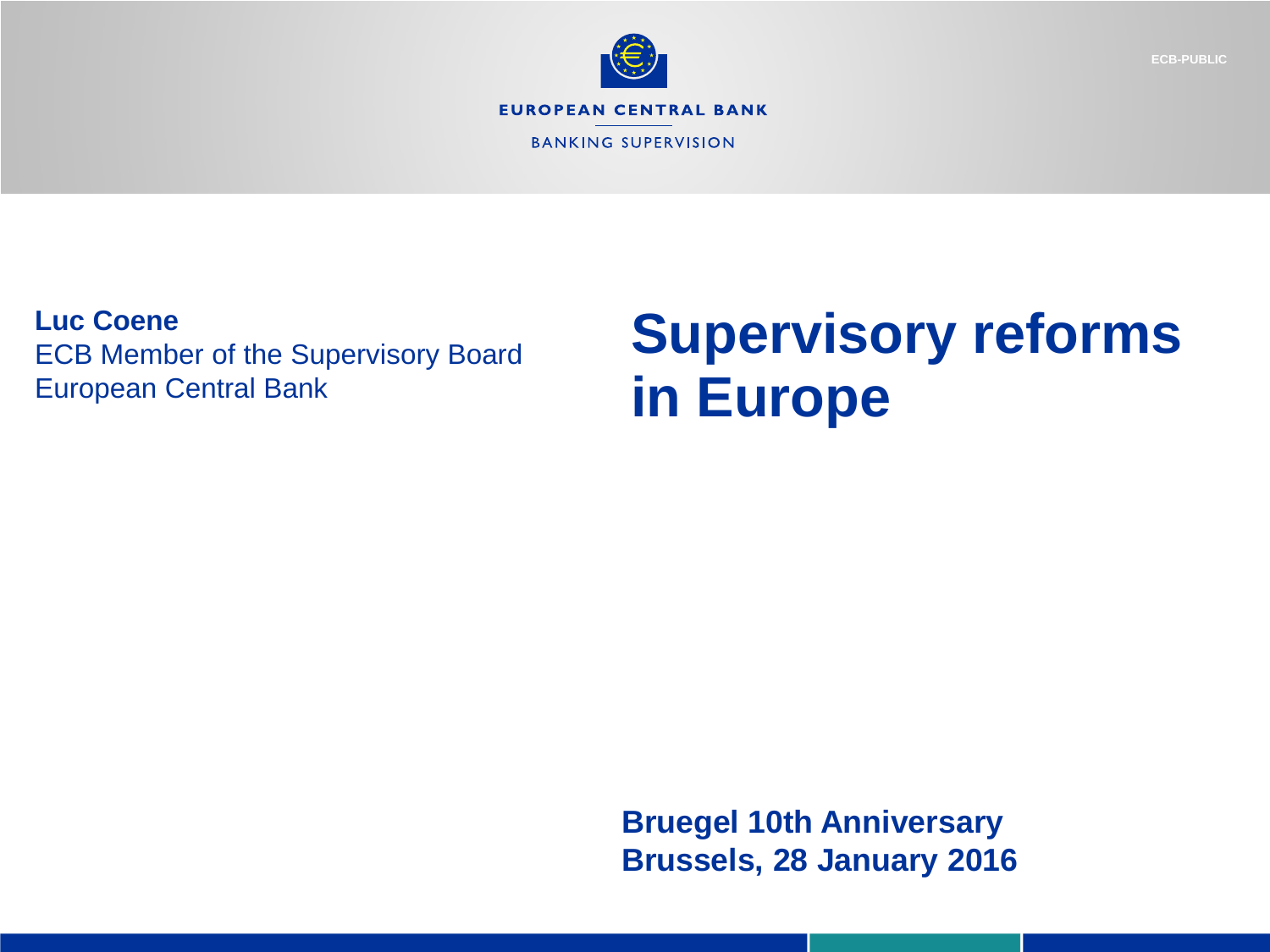EUROPEAN CENTRAL BANK

BANKING SUPERVISION

ECB-PUBLIC

**Luc Coene**
ECB Member of the Supervisory Board
European Central Bank

# Supervisory reforms in Europe

**Bruegel 10th Anniversary**
**Brussels, 28 January 2016**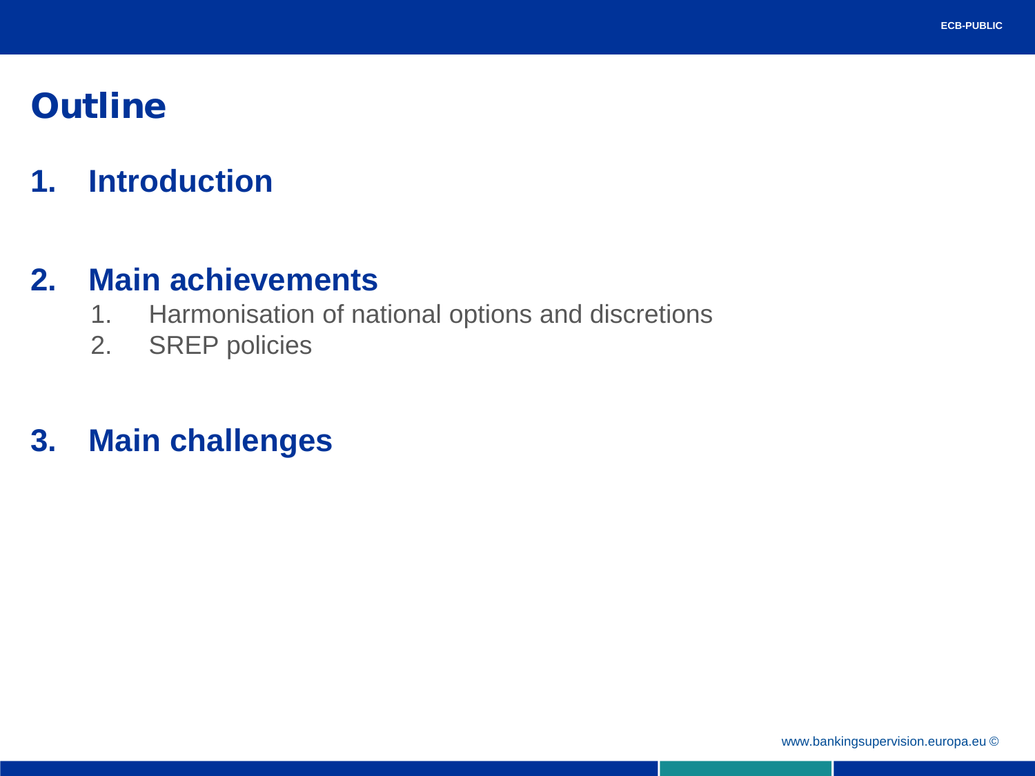# Outline

1. **Introduction**

2. **Main achievements**
    1. Harmonisation of national options and discretions
    2. SREP policies

3. **Main challenges**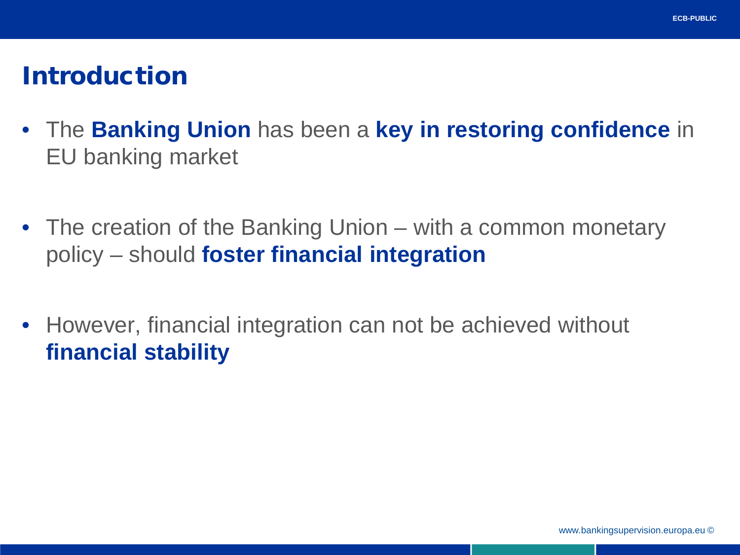# Introduction

- The **Banking Union** has been a **key in restoring confidence** in EU banking market
- The creation of the Banking Union – with a common monetary policy – should **foster financial integration**
- However, financial integration can not be achieved without **financial stability**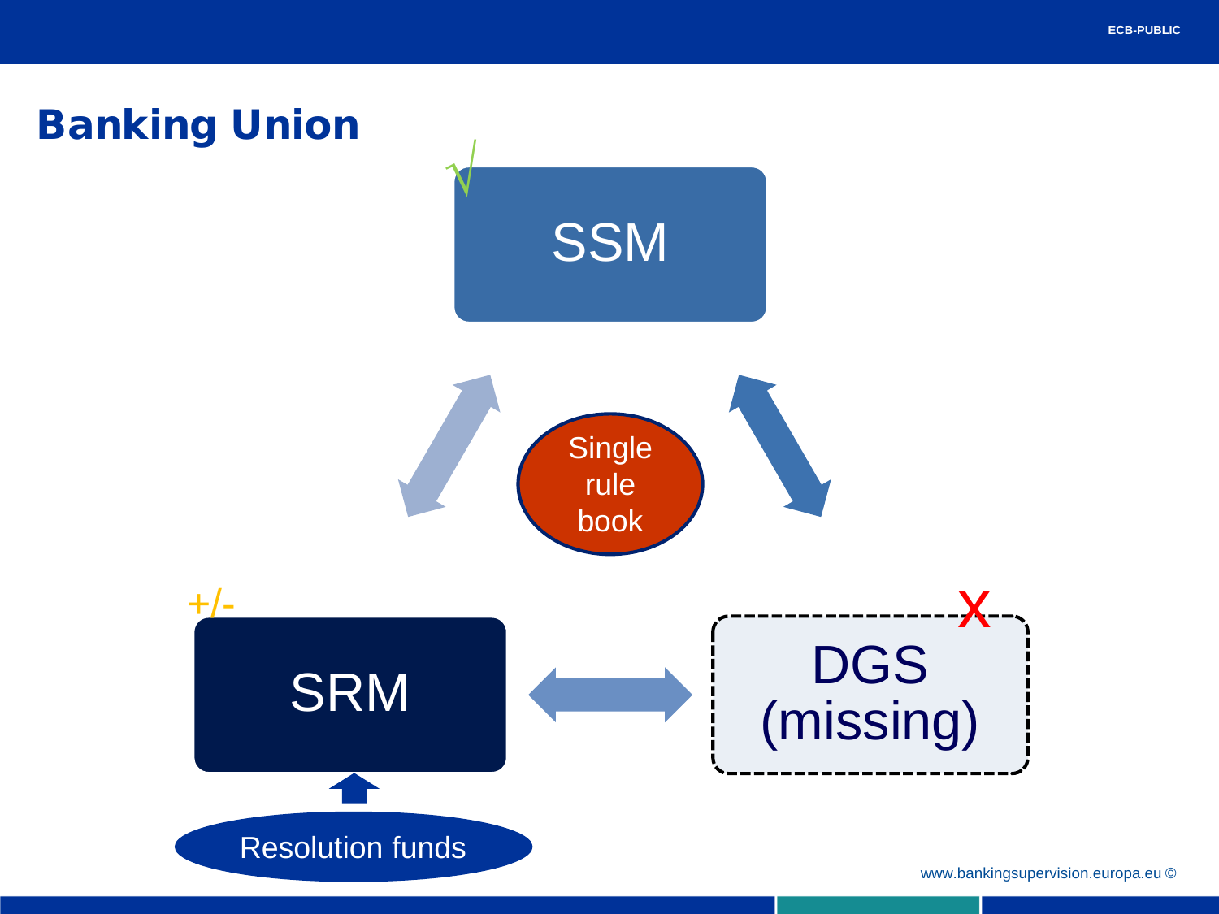# Banking Union

√

SSM

Single rule book

+/-

SRM

Resolution funds

X

DGS (missing)

www.bankingsupervision.europa.eu ©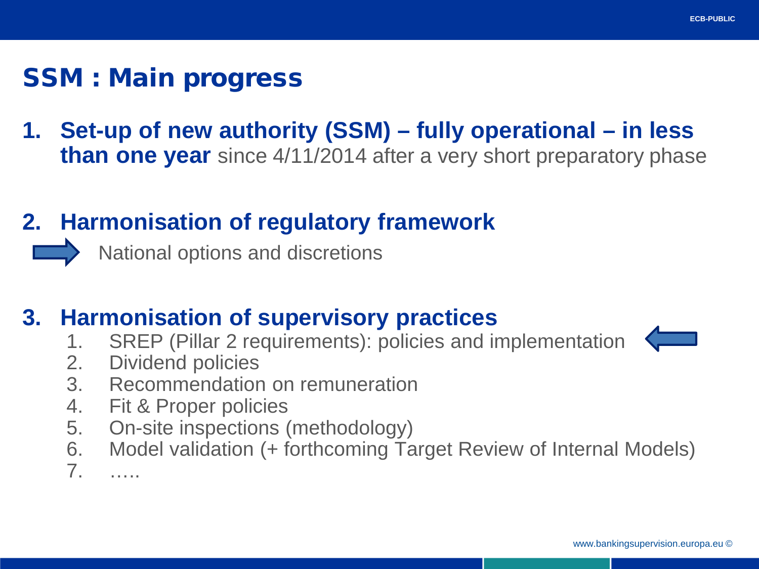# SSM : Main progress

1. **Set-up of new authority (SSM) – fully operational – in less than one year** since 4/11/2014 after a very short preparatory phase

2. **Harmonisation of regulatory framework**

   National options and discretions

3. **Harmonisation of supervisory practices**
   1. SREP (Pillar 2 requirements): policies and implementation
   2. Dividend policies
   3. Recommendation on remuneration
   4. Fit & Proper policies
   5. On-site inspections (methodology)
   6. Model validation (+ forthcoming Target Review of Internal Models)
   7. …..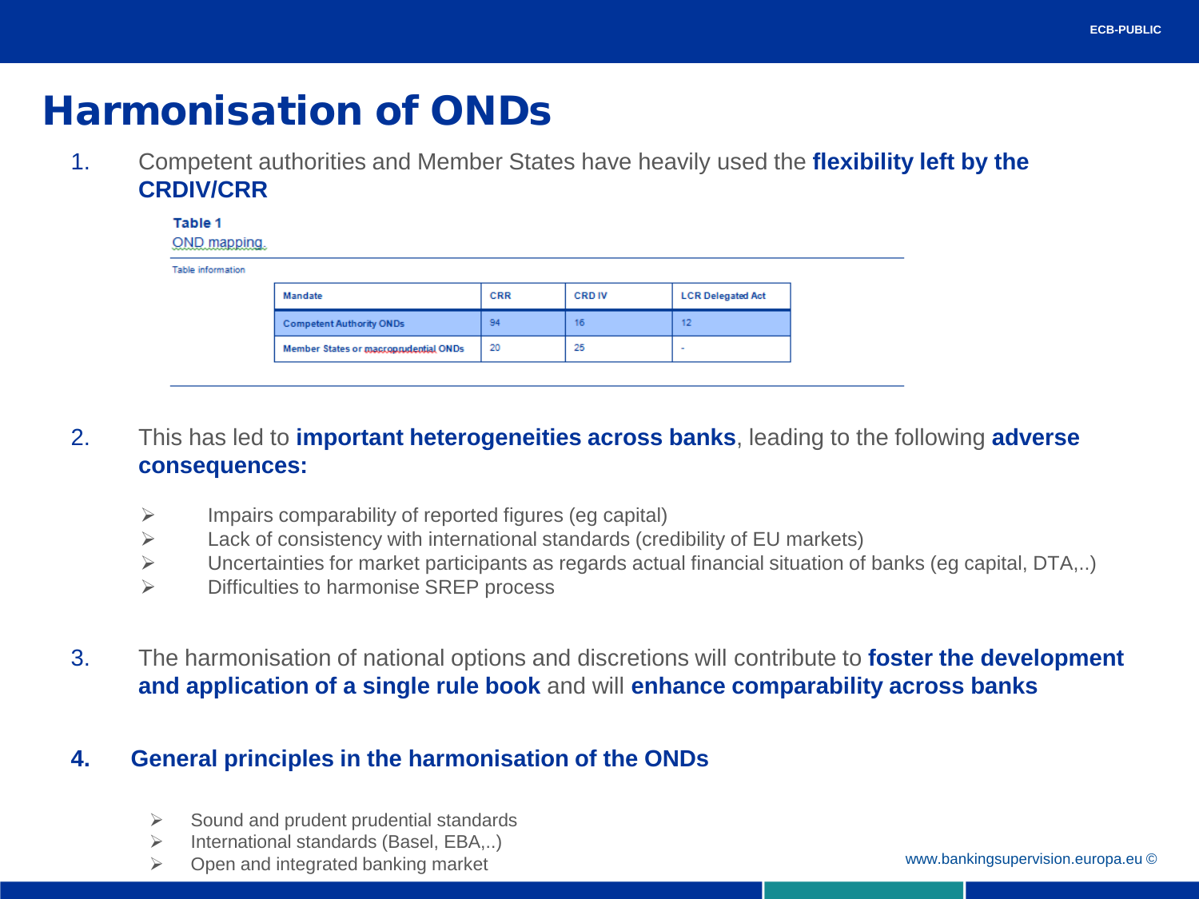# Harmonisation of ONDs

1. Competent authorities and Member States have heavily used the **flexibility left by the CRDIV/CRR**

**Table 1**

OND mapping

Table information

| Mandate | CRR | CRD IV | LCR Delegated Act |
|---|---|---|---|
| Competent Authority ONDs | 94 | 16 | 12 |
| Member States or macroprudential ONDs | 20 | 25 | - |

2. This has led to **important heterogeneities across banks**, leading to the following **adverse consequences:**

   - Impairs comparability of reported figures (eg capital)
   - Lack of consistency with international standards (credibility of EU markets)
   - Uncertainties for market participants as regards actual financial situation of banks (eg capital, DTA,..)
   - Difficulties to harmonise SREP process

3. The harmonisation of national options and discretions will contribute to **foster the development and application of a single rule book** and will **enhance comparability across banks**

4. **General principles in the harmonisation of the ONDs**

   - Sound and prudent prudential standards
   - International standards (Basel, EBA,..)
   - Open and integrated banking market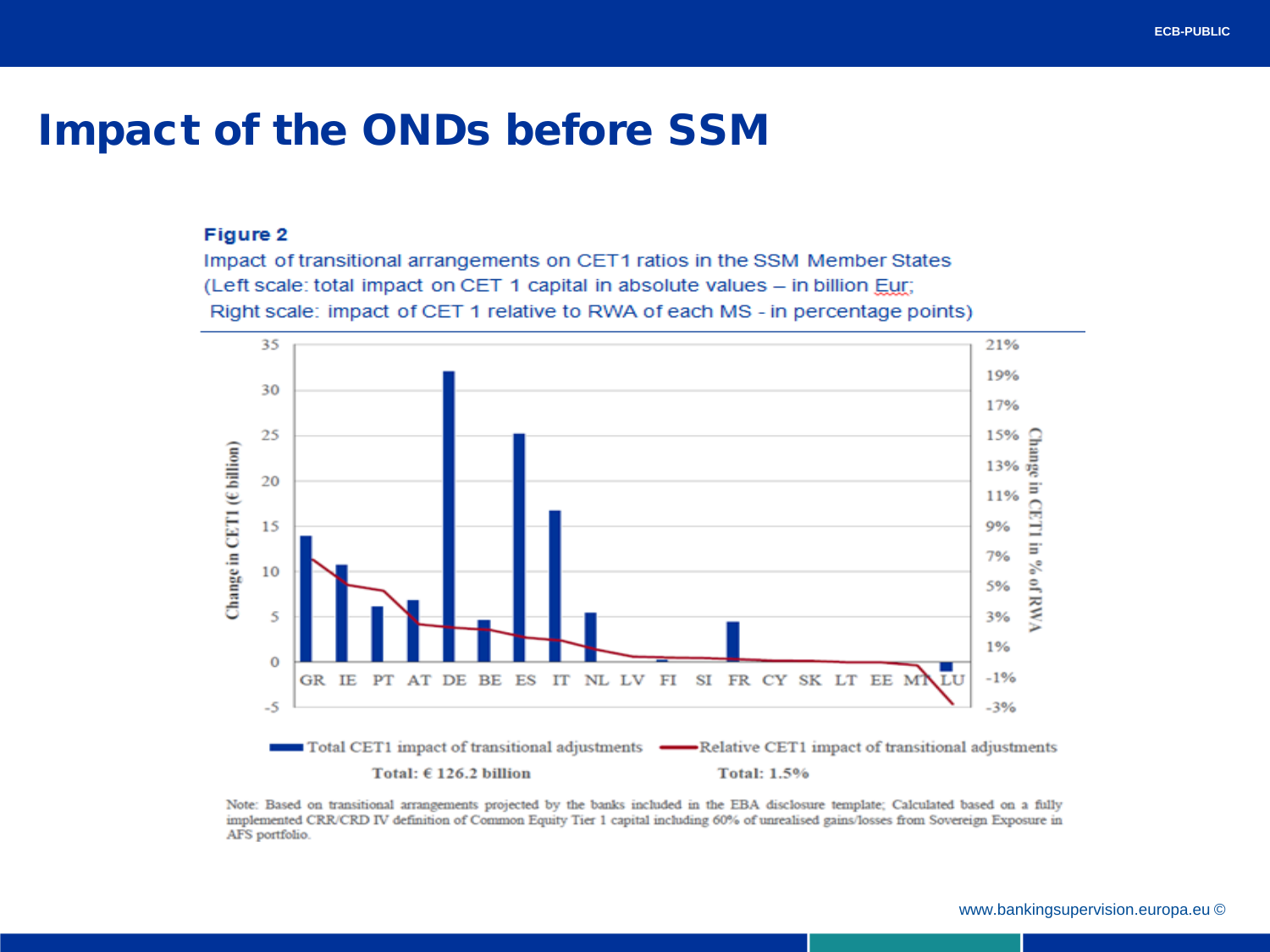# Impact of the ONDs before SSM

**Figure 2**

Impact of transitional arrangements on CET1 ratios in the SSM Member States
(Left scale: total impact on CET 1 capital in absolute values – in billion Eur;
Right scale: impact of CET 1 relative to RWA of each MS - in percentage points)

Change in CET1 (€ billion)

35
30
25
20
15
10
5
0
-5

Change in CET1 in % of RWA

21%
19%
17%
15%
13%
11%
9%
7%
5%
3%
1%
-1%
-3%

GR IE PT AT DE BE ES IT NL LV FI SI FR CY SK LT EE MT LU

Total CET1 impact of transitional adjustments
**Total: € 126.2 billion**

Relative CET1 impact of transitional adjustments
**Total: 1.5%**

Note: Based on transitional arrangements projected by the banks included in the EBA disclosure template; Calculated based on a fully implemented CRR/CRD IV definition of Common Equity Tier 1 capital including 60% of unrealised gains/losses from Sovereign Exposure in AFS portfolio.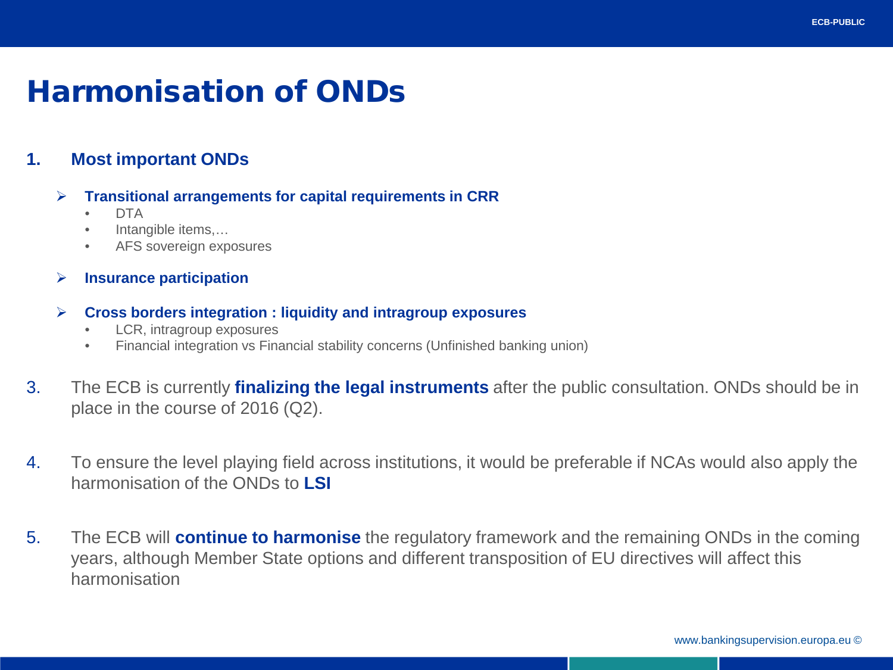# Harmonisation of ONDs

1. **Most important ONDs**

   - **Transitional arrangements for capital requirements in CRR**
     - DTA
     - Intangible items,…
     - AFS sovereign exposures

   - **Insurance participation**

   - **Cross borders integration : liquidity and intragroup exposures**
     - LCR, intragroup exposures
     - Financial integration vs Financial stability concerns (Unfinished banking union)

3. The ECB is currently **finalizing the legal instruments** after the public consultation. ONDs should be in place in the course of 2016 (Q2).

4. To ensure the level playing field across institutions, it would be preferable if NCAs would also apply the harmonisation of the ONDs to **LSI**

5. The ECB will **continue to harmonise** the regulatory framework and the remaining ONDs in the coming years, although Member State options and different transposition of EU directives will affect this harmonisation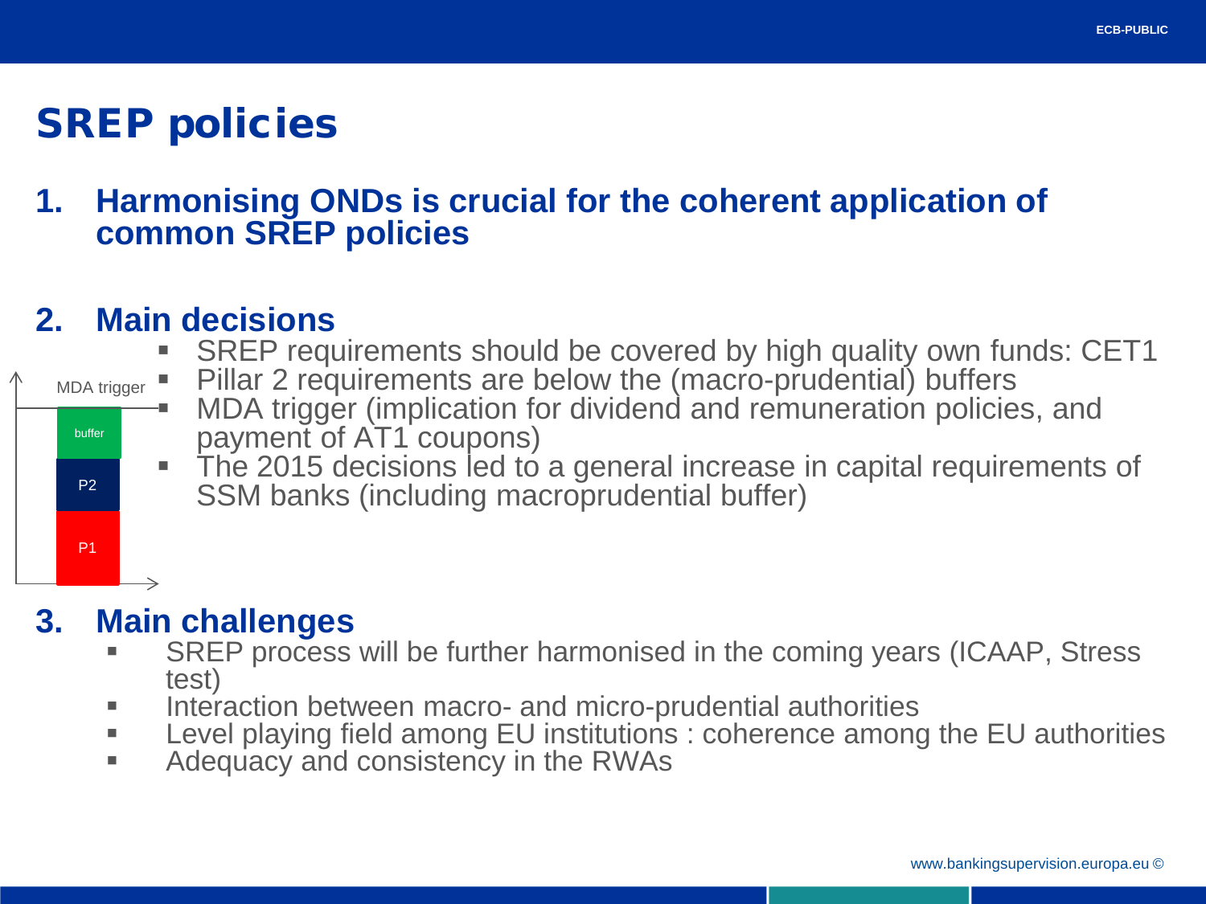# SREP policies

1. **Harmonising ONDs is crucial for the coherent application of common SREP policies**

2. **Main decisions**
   - SREP requirements should be covered by high quality own funds: CET1
   - Pillar 2 requirements are below the (macro-prudential) buffers
   - MDA trigger (implication for dividend and remuneration policies, and payment of AT1 coupons)
   - The 2015 decisions led to a general increase in capital requirements of SSM banks (including macroprudential buffer)

MDA trigger

buffer

P2

P1

3. **Main challenges**
   - SREP process will be further harmonised in the coming years (ICAAP, Stress test)
   - Interaction between macro- and micro-prudential authorities
   - Level playing field among EU institutions : coherence among the EU authorities
   - Adequacy and consistency in the RWAs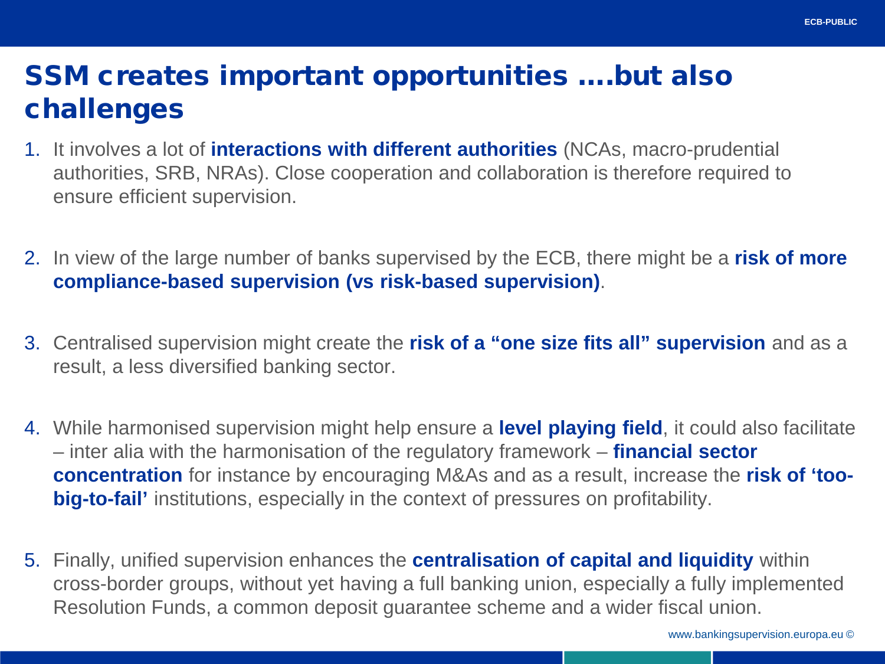# SSM creates important opportunities ….but also challenges

1. It involves a lot of **interactions with different authorities** (NCAs, macro-prudential authorities, SRB, NRAs). Close cooperation and collaboration is therefore required to ensure efficient supervision.

2. In view of the large number of banks supervised by the ECB, there might be a **risk of more compliance-based supervision (vs risk-based supervision)**.

3. Centralised supervision might create the **risk of a "one size fits all" supervision** and as a result, a less diversified banking sector.

4. While harmonised supervision might help ensure a **level playing field**, it could also facilitate – inter alia with the harmonisation of the regulatory framework – **financial sector concentration** for instance by encouraging M&As and as a result, increase the **risk of 'too-big-to-fail'** institutions, especially in the context of pressures on profitability.

5. Finally, unified supervision enhances the **centralisation of capital and liquidity** within cross-border groups, without yet having a full banking union, especially a fully implemented Resolution Funds, a common deposit guarantee scheme and a wider fiscal union.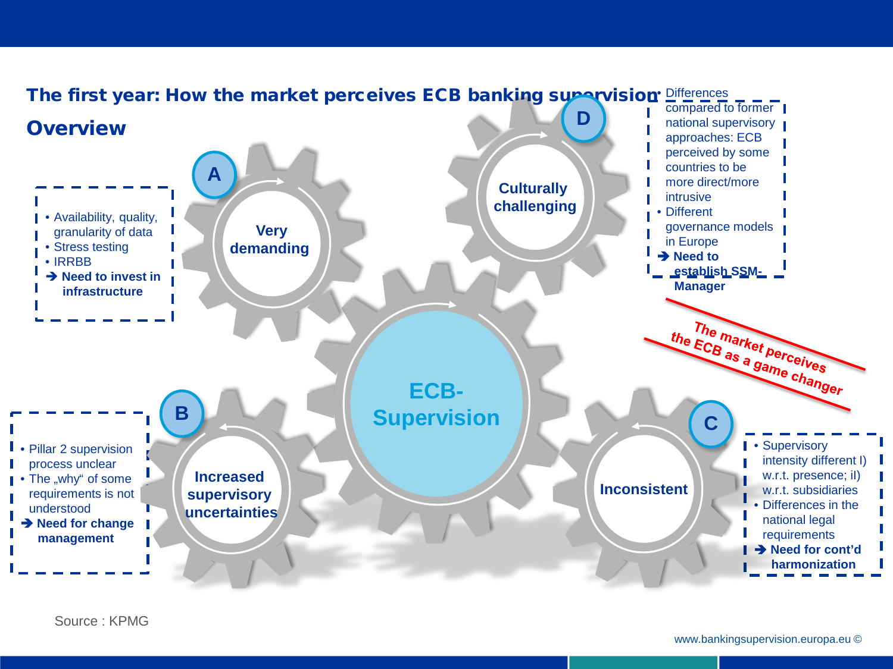# The first year: How the market perceives ECB banking supervision

## Overview

ECB-Supervision

**A** Very demanding

- Availability, quality, granularity of data
- Stress testing
- IRRBB

➔ **Need to invest in infrastructure**

**B** Increased supervisory uncertainties

- Pillar 2 supervision process unclear
- The „why" of some requirements is not understood

➔ **Need for change management**

**C** Inconsistent

- Supervisory intensity different I) w.r.t. presence; iI) w.r.t. subsidiaries
- Differences in the national legal requirements

➔ **Need for cont'd harmonization**

**D** Culturally challenging

- Differences compared to former national supervisory approaches: ECB perceived by some countries to be more direct/more intrusive
- Different governance models in Europe

➔ **Need to establish SSM-Manager**

**The market perceives the ECB as a game changer**

Source : KPMG

www.bankingsupervision.europa.eu ©